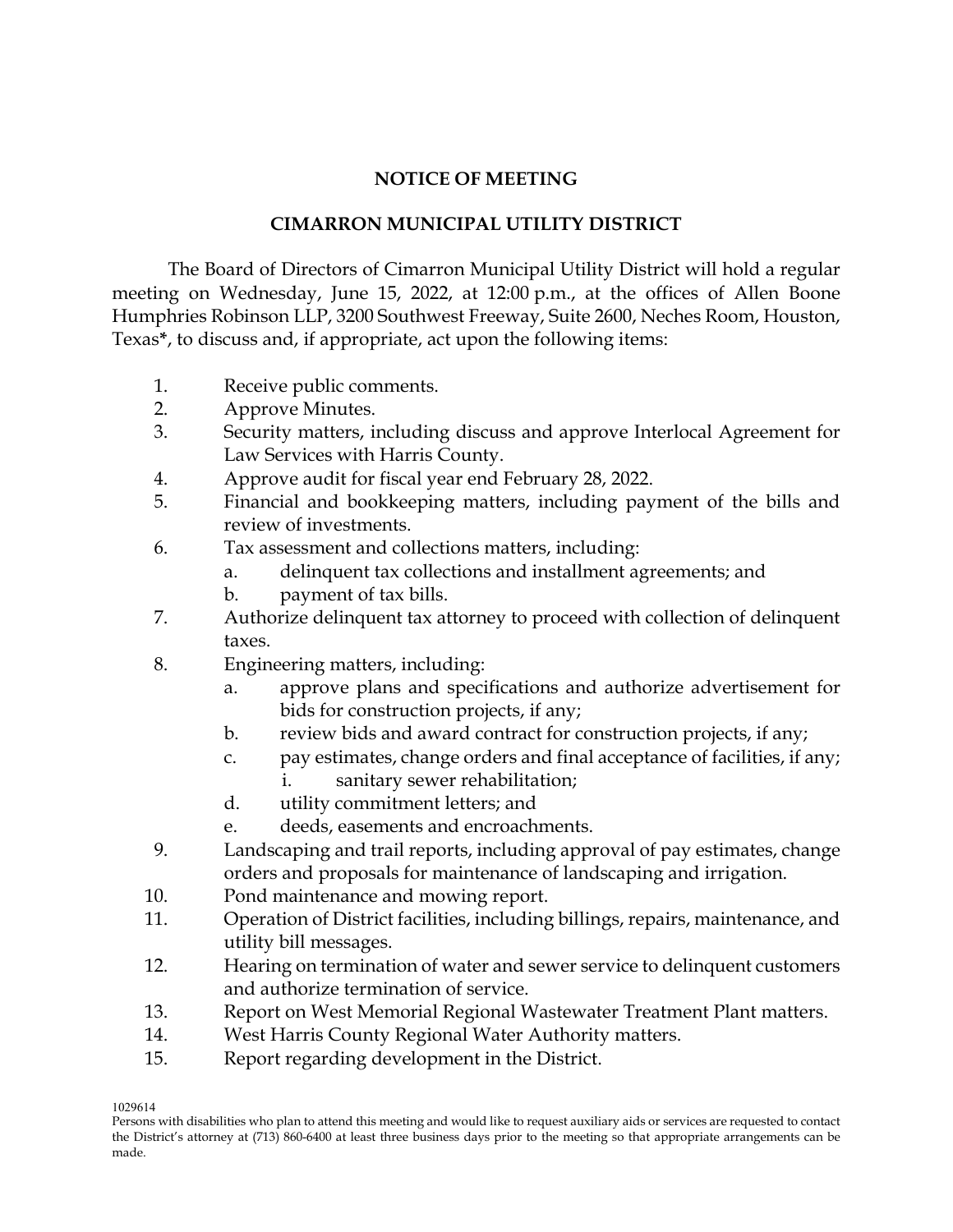# NOTICE OF MEETING

## CIMARRON MUNICIPAL UTILITY DISTRICT

The Board of Directors of Cimarron Municipal Utility District will hold a regular meeting on Wednesday, June 15, 2022, at 12:00 p.m., at the offices of Allen Boone Humphries Robinson LLP, 3200 Southwest Freeway, Suite 2600, Neches Room, Houston, Texas**\***, to discuss and, if appropriate, act upon the following items:

1. Receive public comments.
2. Approve Minutes.
3. Security matters, including discuss and approve Interlocal Agreement for Law Services with Harris County.
4. Approve audit for fiscal year end February 28, 2022.
5. Financial and bookkeeping matters, including payment of the bills and review of investments.
6. Tax assessment and collections matters, including:
   a. delinquent tax collections and installment agreements; and
   b. payment of tax bills.
7. Authorize delinquent tax attorney to proceed with collection of delinquent taxes.
8. Engineering matters, including:
   a. approve plans and specifications and authorize advertisement for bids for construction projects, if any;
   b. review bids and award contract for construction projects, if any;
   c. pay estimates, change orders and final acceptance of facilities, if any;
      i. sanitary sewer rehabilitation;
   d. utility commitment letters; and
   e. deeds, easements and encroachments.
9. Landscaping and trail reports, including approval of pay estimates, change orders and proposals for maintenance of landscaping and irrigation.
10. Pond maintenance and mowing report.
11. Operation of District facilities, including billings, repairs, maintenance, and utility bill messages.
12. Hearing on termination of water and sewer service to delinquent customers and authorize termination of service.
13. Report on West Memorial Regional Wastewater Treatment Plant matters.
14. West Harris County Regional Water Authority matters.
15. Report regarding development in the District.

1029614

Persons with disabilities who plan to attend this meeting and would like to request auxiliary aids or services are requested to contact the District's attorney at (713) 860-6400 at least three business days prior to the meeting so that appropriate arrangements can be made.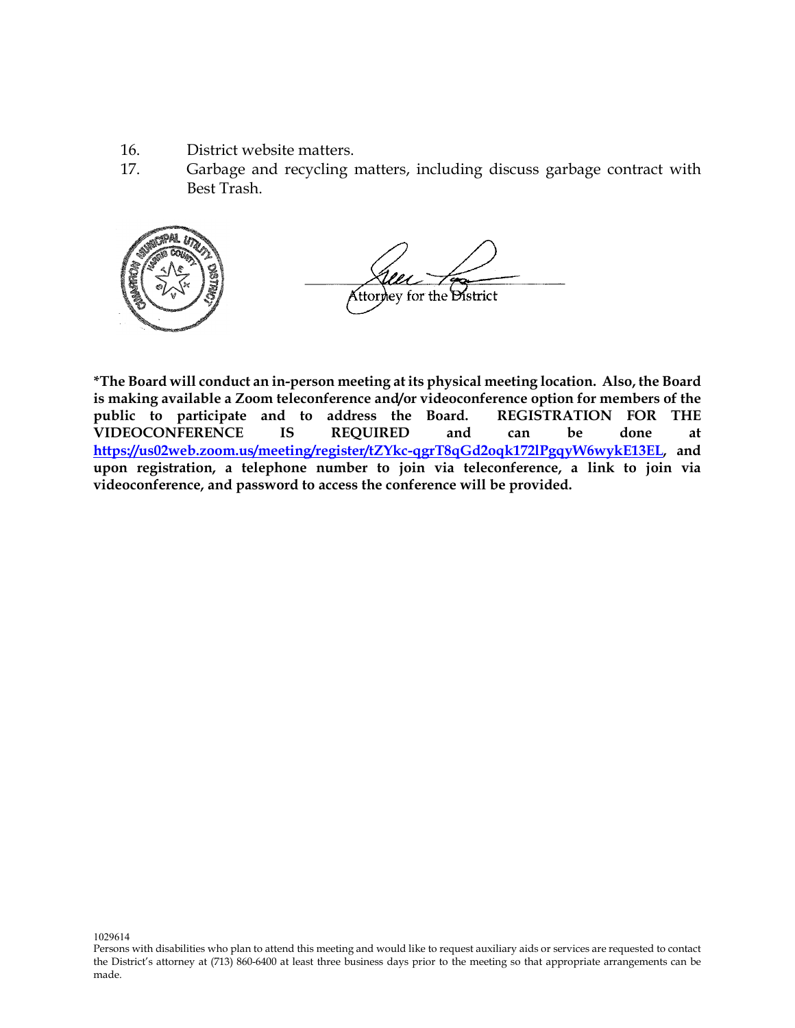16. District website matters.
17. Garbage and recycling matters, including discuss garbage contract with Best Trash.

Attorney for the District

**\*The Board will conduct an in-person meeting at its physical meeting location. Also, the Board is making available a Zoom teleconference and/or videoconference option for members of the public to participate and to address the Board. REGISTRATION FOR THE VIDEOCONFERENCE IS REQUIRED and can be done at [https://us02web.zoom.us/meeting/register/tZYkc-qgrT8qGd2oqk172lPgqyW6wykE13EL](https://us02web.zoom.us/meeting/register/tZYkc-qgrT8qGd2oqk172lPgqyW6wykE13EL), and upon registration, a telephone number to join via teleconference, a link to join via videoconference, and password to access the conference will be provided.**

1029614

Persons with disabilities who plan to attend this meeting and would like to request auxiliary aids or services are requested to contact the District's attorney at (713) 860-6400 at least three business days prior to the meeting so that appropriate arrangements can be made.